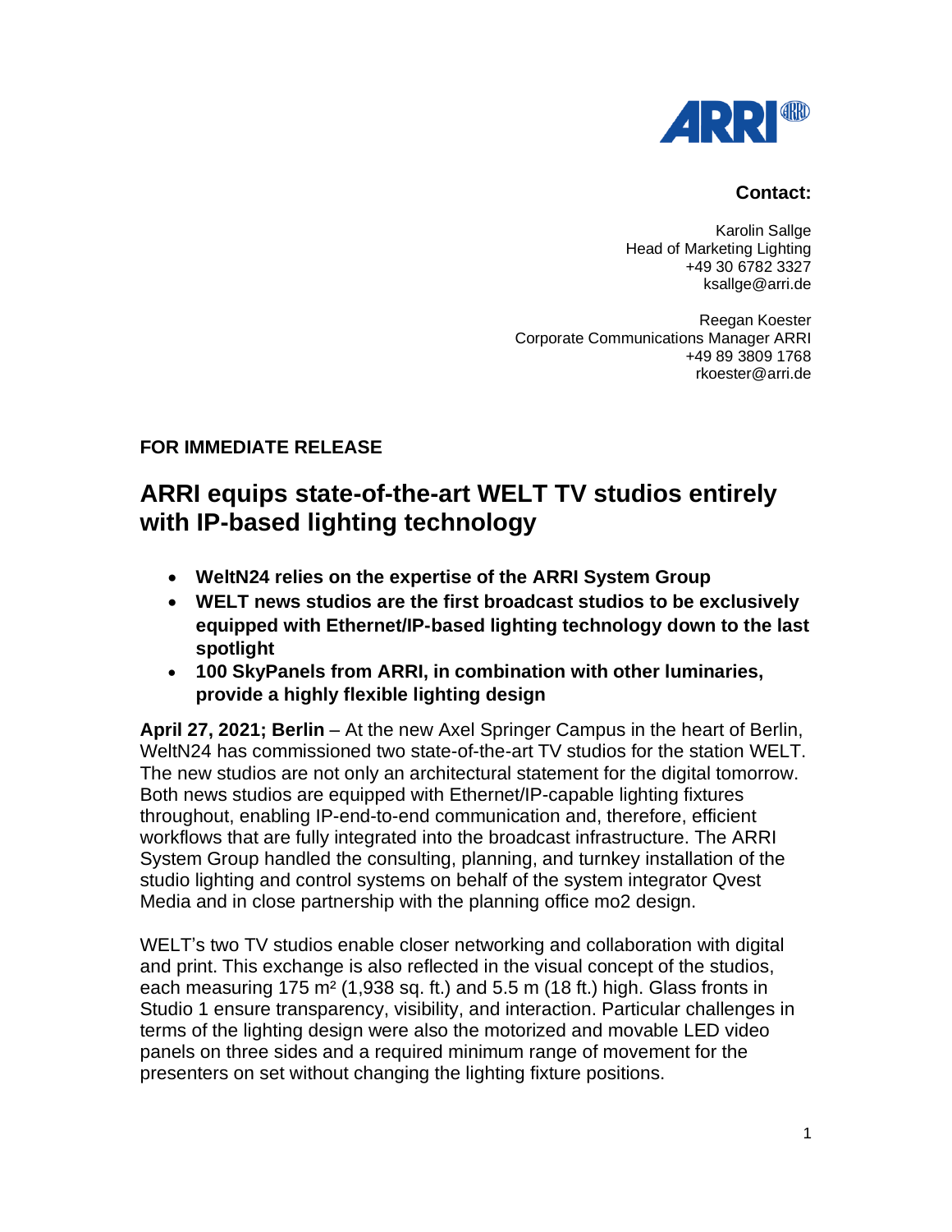**Contact:**

Karolin Sallge
Head of Marketing Lighting
+49 30 6782 3327
ksallge@arri.de

Reegan Koester
Corporate Communications Manager ARRI
+49 89 3809 1768
rkoester@arri.de

**FOR IMMEDIATE RELEASE**

# ARRI equips state-of-the-art WELT TV studios entirely with IP-based lighting technology

- **WeltN24 relies on the expertise of the ARRI System Group**
- **WELT news studios are the first broadcast studios to be exclusively equipped with Ethernet/IP-based lighting technology down to the last spotlight**
- **100 SkyPanels from ARRI, in combination with other luminaries, provide a highly flexible lighting design**

**April 27, 2021; Berlin** – At the new Axel Springer Campus in the heart of Berlin, WeltN24 has commissioned two state-of-the-art TV studios for the station WELT. The new studios are not only an architectural statement for the digital tomorrow. Both news studios are equipped with Ethernet/IP-capable lighting fixtures throughout, enabling IP-end-to-end communication and, therefore, efficient workflows that are fully integrated into the broadcast infrastructure. The ARRI System Group handled the consulting, planning, and turnkey installation of the studio lighting and control systems on behalf of the system integrator Qvest Media and in close partnership with the planning office mo2 design.

WELT's two TV studios enable closer networking and collaboration with digital and print. This exchange is also reflected in the visual concept of the studios, each measuring 175 m² (1,938 sq. ft.) and 5.5 m (18 ft.) high. Glass fronts in Studio 1 ensure transparency, visibility, and interaction. Particular challenges in terms of the lighting design were also the motorized and movable LED video panels on three sides and a required minimum range of movement for the presenters on set without changing the lighting fixture positions.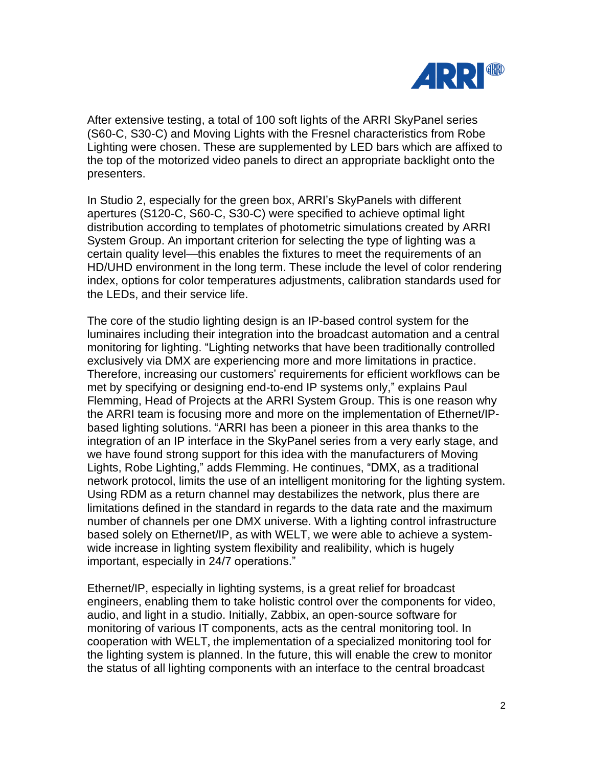After extensive testing, a total of 100 soft lights of the ARRI SkyPanel series (S60-C, S30-C) and Moving Lights with the Fresnel characteristics from Robe Lighting were chosen. These are supplemented by LED bars which are affixed to the top of the motorized video panels to direct an appropriate backlight onto the presenters.

In Studio 2, especially for the green box, ARRI's SkyPanels with different apertures (S120-C, S60-C, S30-C) were specified to achieve optimal light distribution according to templates of photometric simulations created by ARRI System Group. An important criterion for selecting the type of lighting was a certain quality level—this enables the fixtures to meet the requirements of an HD/UHD environment in the long term. These include the level of color rendering index, options for color temperatures adjustments, calibration standards used for the LEDs, and their service life.

The core of the studio lighting design is an IP-based control system for the luminaires including their integration into the broadcast automation and a central monitoring for lighting. "Lighting networks that have been traditionally controlled exclusively via DMX are experiencing more and more limitations in practice. Therefore, increasing our customers' requirements for efficient workflows can be met by specifying or designing end-to-end IP systems only," explains Paul Flemming, Head of Projects at the ARRI System Group. This is one reason why the ARRI team is focusing more and more on the implementation of Ethernet/IP-based lighting solutions. "ARRI has been a pioneer in this area thanks to the integration of an IP interface in the SkyPanel series from a very early stage, and we have found strong support for this idea with the manufacturers of Moving Lights, Robe Lighting," adds Flemming. He continues, "DMX, as a traditional network protocol, limits the use of an intelligent monitoring for the lighting system. Using RDM as a return channel may destabilizes the network, plus there are limitations defined in the standard in regards to the data rate and the maximum number of channels per one DMX universe. With a lighting control infrastructure based solely on Ethernet/IP, as with WELT, we were able to achieve a system-wide increase in lighting system flexibility and realibility, which is hugely important, especially in 24/7 operations."

Ethernet/IP, especially in lighting systems, is a great relief for broadcast engineers, enabling them to take holistic control over the components for video, audio, and light in a studio. Initially, Zabbix, an open-source software for monitoring of various IT components, acts as the central monitoring tool. In cooperation with WELT, the implementation of a specialized monitoring tool for the lighting system is planned. In the future, this will enable the crew to monitor the status of all lighting components with an interface to the central broadcast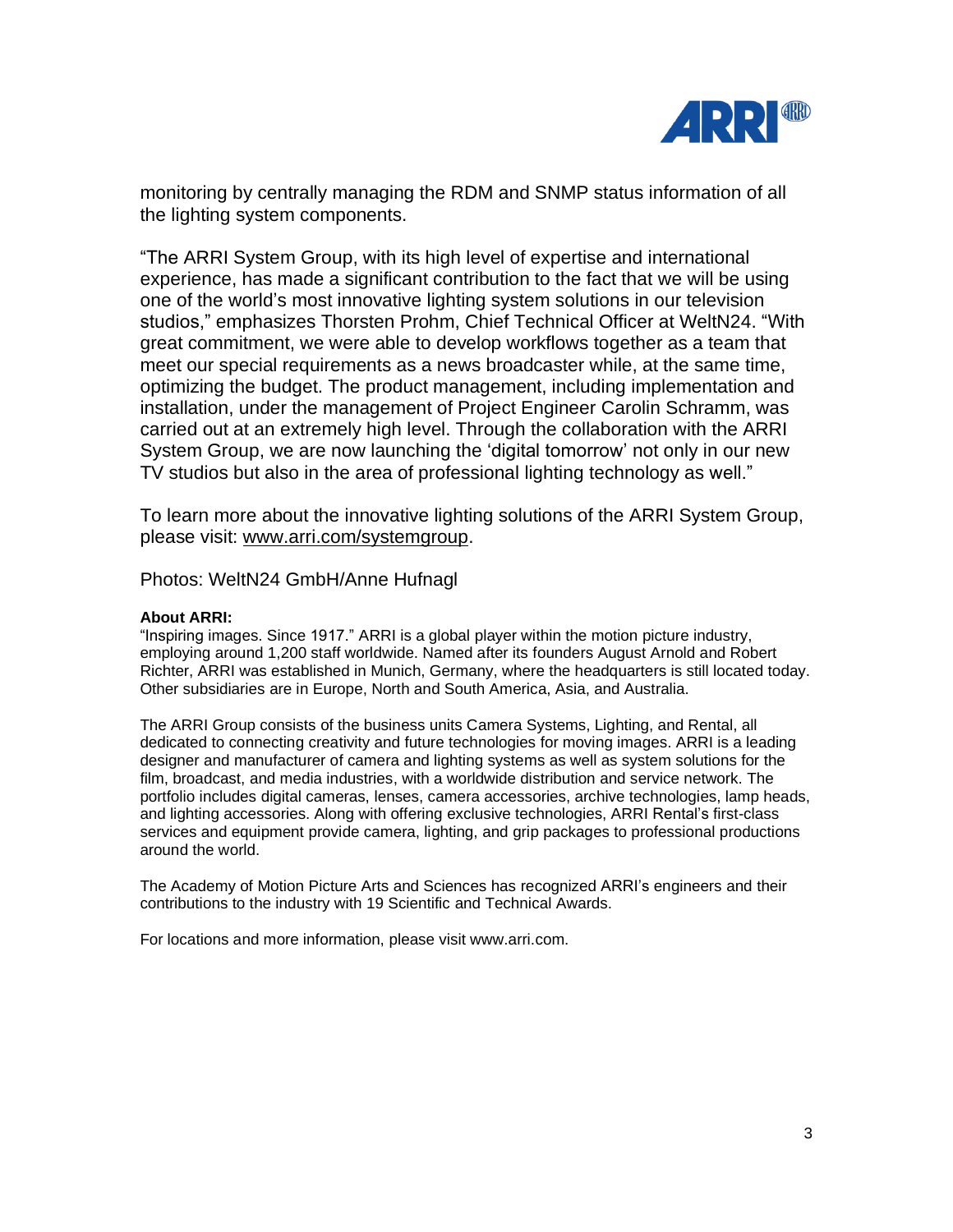monitoring by centrally managing the RDM and SNMP status information of all the lighting system components.

“The ARRI System Group, with its high level of expertise and international experience, has made a significant contribution to the fact that we will be using one of the world’s most innovative lighting system solutions in our television studios,” emphasizes Thorsten Prohm, Chief Technical Officer at WeltN24. “With great commitment, we were able to develop workflows together as a team that meet our special requirements as a news broadcaster while, at the same time, optimizing the budget. The product management, including implementation and installation, under the management of Project Engineer Carolin Schramm, was carried out at an extremely high level. Through the collaboration with the ARRI System Group, we are now launching the ‘digital tomorrow’ not only in our new TV studios but also in the area of professional lighting technology as well.”

To learn more about the innovative lighting solutions of the ARRI System Group, please visit: www.arri.com/systemgroup.

Photos: WeltN24 GmbH/Anne Hufnagl

**About ARRI:**

“Inspiring images. Since 1917.” ARRI is a global player within the motion picture industry, employing around 1,200 staff worldwide. Named after its founders August Arnold and Robert Richter, ARRI was established in Munich, Germany, where the headquarters is still located today. Other subsidiaries are in Europe, North and South America, Asia, and Australia.

The ARRI Group consists of the business units Camera Systems, Lighting, and Rental, all dedicated to connecting creativity and future technologies for moving images. ARRI is a leading designer and manufacturer of camera and lighting systems as well as system solutions for the film, broadcast, and media industries, with a worldwide distribution and service network. The portfolio includes digital cameras, lenses, camera accessories, archive technologies, lamp heads, and lighting accessories. Along with offering exclusive technologies, ARRI Rental’s first-class services and equipment provide camera, lighting, and grip packages to professional productions around the world.

The Academy of Motion Picture Arts and Sciences has recognized ARRI’s engineers and their contributions to the industry with 19 Scientific and Technical Awards.

For locations and more information, please visit www.arri.com.